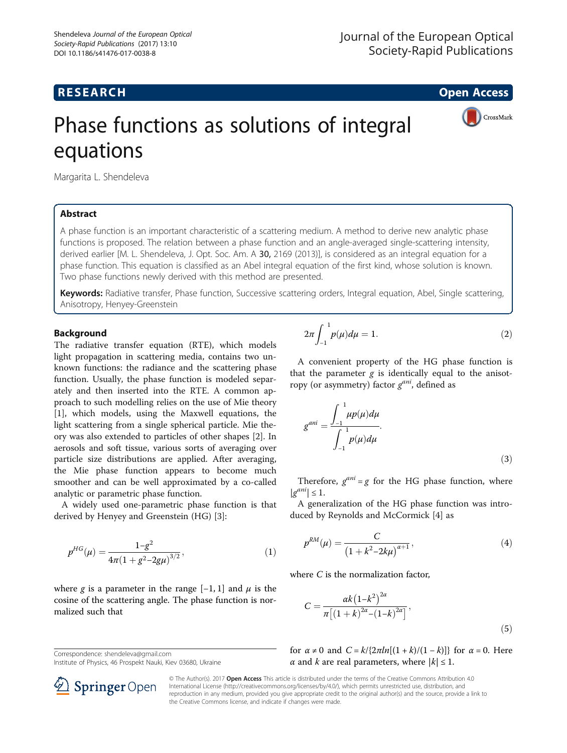RESEARCH Open Access

# Phase functions as solutions of integral equations

Margarita L. Shendeleva

## Abstract

A phase function is an important characteristic of a scattering medium. A method to derive new analytic phase functions is proposed. The relation between a phase function and an angle-averaged single-scattering intensity, derived earlier [M. L. Shendeleva, J. Opt. Soc. Am. A **30**, 2169 (2013)], is considered as an integral equation for a phase function. This equation is classified as an Abel integral equation of the first kind, whose solution is known. Two phase functions newly derived with this method are presented.

**Keywords:** Radiative transfer, Phase function, Successive scattering orders, Integral equation, Abel, Single scattering, Anisotropy, Henyey-Greenstein

## Background

The radiative transfer equation (RTE), which models light propagation in scattering media, contains two unknown functions: the radiance and the scattering phase function. Usually, the phase function is modeled separately and then inserted into the RTE. A common approach to such modelling relies on the use of Mie theory [1], which models, using the Maxwell equations, the light scattering from a single spherical particle. Mie theory was also extended to particles of other shapes [2]. In aerosols and soft tissue, various sorts of averaging over particle size distributions are applied. After averaging, the Mie phase function appears to become much smoother and can be well approximated by a co-called analytic or parametric phase function.

A widely used one-parametric phase function is that derived by Henyey and Greenstein (HG) [3]:

$$p^{HG}(\mu) = \frac{1-g^2}{4\pi\left(1+g^2-2g\mu\right)^{3/2}}, \tag{1}$$

where $g$ is a parameter in the range $[-1, 1]$ and $\mu$ is the cosine of the scattering angle. The phase function is normalized such that

$$2\pi\int_{-1}^{1} p(\mu)d\mu = 1. \tag{2}$$

A convenient property of the HG phase function is that the parameter $g$ is identically equal to the anisotropy (or asymmetry) factor $g^{ani}$, defined as

$$g^{ani} = \frac{\int_{-1}^{1} \mu p(\mu)d\mu}{\int_{-1}^{1} p(\mu)d\mu}. \tag{3}$$

Therefore, $g^{ani} = g$ for the HG phase function, where $|g^{ani}| \leq 1$.

A generalization of the HG phase function was introduced by Reynolds and McCormick [4] as

$$p^{RM}(\mu) = \frac{C}{\left(1+k^2-2k\mu\right)^{\alpha+1}}, \tag{4}$$

where $C$ is the normalization factor,

$$C = \frac{\alpha k\left(1-k^2\right)^{2\alpha}}{\pi\left[(1+k)^{2\alpha}-(1-k)^{2\alpha}\right]}, \tag{5}$$

for $\alpha \neq 0$ and $C = k/\{2\pi ln[(1+k)/(1-k)]\}$ for $\alpha = 0$. Here $\alpha$ and $k$ are real parameters, where $|k| \leq 1$.

Correspondence: shendeleva@gmail.com
Institute of Physics, 46 Prospekt Nauki, Kiev 03680, Ukraine

© The Author(s). 2017 **Open Access** This article is distributed under the terms of the Creative Commons Attribution 4.0 International License (http://creativecommons.org/licenses/by/4.0/), which permits unrestricted use, distribution, and reproduction in any medium, provided you give appropriate credit to the original author(s) and the source, provide a link to the Creative Commons license, and indicate if changes were made.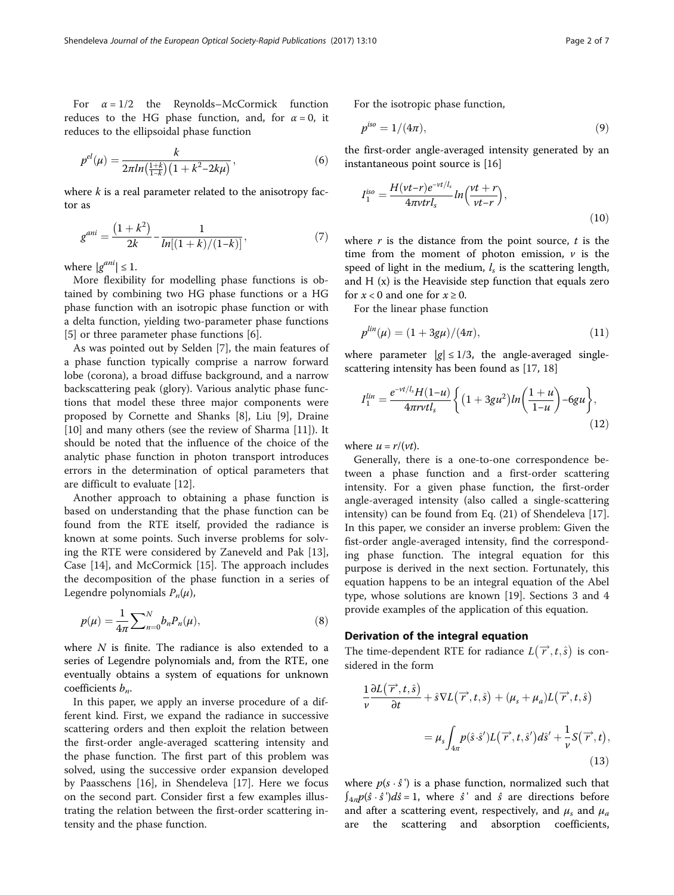For $\alpha = 1/2$ the Reynolds–McCormick function reduces to the HG phase function, and, for $\alpha = 0$, it reduces to the ellipsoidal phase function

$$p^{el}(\mu) = \frac{k}{2\pi ln\left(\frac{1+k}{1-k}\right)\left(1+k^2-2k\mu\right)}, \tag{6}$$

where $k$ is a real parameter related to the anisotropy factor as

$$g^{ani} = \frac{\left(1+k^2\right)}{2k} - \frac{1}{ln[(1+k)/(1-k)]}, \tag{7}$$

where $|g^{ani}| \leq 1$.

More flexibility for modelling phase functions is obtained by combining two HG phase functions or a HG phase function with an isotropic phase function or with a delta function, yielding two-parameter phase functions [5] or three parameter phase functions [6].

As was pointed out by Selden [7], the main features of a phase function typically comprise a narrow forward lobe (corona), a broad diffuse background, and a narrow backscattering peak (glory). Various analytic phase functions that model these three major components were proposed by Cornette and Shanks [8], Liu [9], Draine [10] and many others (see the review of Sharma [11]). It should be noted that the influence of the choice of the analytic phase function in photon transport introduces errors in the determination of optical parameters that are difficult to evaluate [12].

Another approach to obtaining a phase function is based on understanding that the phase function can be found from the RTE itself, provided the radiance is known at some points. Such inverse problems for solving the RTE were considered by Zaneveld and Pak [13], Case [14], and McCormick [15]. The approach includes the decomposition of the phase function in a series of Legendre polynomials $P_n(\mu)$,

$$p(\mu) = \frac{1}{4\pi}\sum_{n=0}^{N} b_n P_n(\mu), \tag{8}$$

where $N$ is finite. The radiance is also extended to a series of Legendre polynomials and, from the RTE, one eventually obtains a system of equations for unknown coefficients $b_n$.

In this paper, we apply an inverse procedure of a different kind. First, we expand the radiance in successive scattering orders and then exploit the relation between the first-order angle-averaged scattering intensity and the phase function. The first part of this problem was solved, using the successive order expansion developed by Paasschens [16], in Shendeleva [17]. Here we focus on the second part. Consider first a few examples illustrating the relation between the first-order scattering intensity and the phase function.

For the isotropic phase function,

$$p^{iso} = 1/(4\pi), \tag{9}$$

the first-order angle-averaged intensity generated by an instantaneous point source is [16]

$$I_1^{iso} = \frac{H(\nu t - r)e^{-\nu t/l_s}}{4\pi\nu t r l_s} ln\left(\frac{\nu t + r}{\nu t - r}\right), \tag{10}$$

where $r$ is the distance from the point source, $t$ is the time from the moment of photon emission, $\nu$ is the speed of light in the medium, $l_s$ is the scattering length, and H (x) is the Heaviside step function that equals zero for $x < 0$ and one for $x \geq 0$.

For the linear phase function

$$p^{lin}(\mu) = (1 + 3g\mu)/(4\pi), \tag{11}$$

where parameter $|g| \leq 1/3$, the angle-averaged single-scattering intensity has been found as [17, 18]

$$I_1^{lin} = \frac{e^{-\nu t/l_s} H(1-u)}{4\pi r \nu t l_s}\left\{\left(1 + 3gu^2\right) ln\left(\frac{1+u}{1-u}\right) - 6gu\right\}, \tag{12}$$

where $u = r/(\nu t)$.

Generally, there is a one-to-one correspondence between a phase function and a first-order scattering intensity. For a given phase function, the first-order angle-averaged intensity (also called a single-scattering intensity) can be found from Eq. (21) of Shendeleva [17]. In this paper, we consider an inverse problem: Given the fist-order angle-averaged intensity, find the corresponding phase function. The integral equation for this purpose is derived in the next section. Fortunately, this equation happens to be an integral equation of the Abel type, whose solutions are known [19]. Sections 3 and 4 provide examples of the application of this equation.

## Derivation of the integral equation

The time-dependent RTE for radiance $L\left(\overrightarrow{r}, t, \hat{s}\right)$ is considered in the form

$$\frac{1}{\nu}\frac{\partial L\left(\overrightarrow{r}, t, \hat{s}\right)}{\partial t} + \hat{s}\nabla L\left(\overrightarrow{r}, t, \hat{s}\right) + (\mu_s + \mu_a) L\left(\overrightarrow{r}, t, \hat{s}\right) = \mu_s \int_{4\pi} p(\hat{s}\cdot\hat{s}') L\left(\overrightarrow{r}, t, \hat{s}'\right) d\hat{s}' + \frac{1}{\nu} S\left(\overrightarrow{r}, t\right), \tag{13}$$

where $p(s \cdot \hat{s}')$ is a phase function, normalized such that $\int_{4\pi} p(\hat{s}\cdot\hat{s}')d\hat{s} = 1$, where $\hat{s}'$ and $\hat{s}$ are directions before and after a scattering event, respectively, and $\mu_s$ and $\mu_a$ are the scattering and absorption coefficients,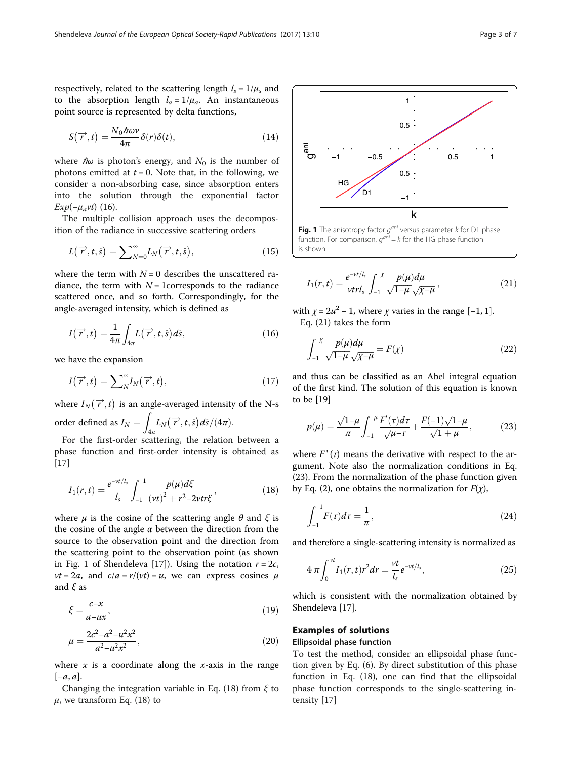respectively, related to the scattering length $l_s = 1/\mu_s$ and to the absorption length $l_a = 1/\mu_a$. An instantaneous point source is represented by delta functions,

$$S(\vec{r}, t) = \frac{N_0 \hbar \omega \nu}{4\pi} \delta(r)\delta(t), \tag{14}$$

where $\hbar\omega$ is photon's energy, and $N_0$ is the number of photons emitted at $t = 0$. Note that, in the following, we consider a non-absorbing case, since absorption enters into the solution through the exponential factor $Exp(-\mu_a \nu t)$ (16).

The multiple collision approach uses the decomposition of the radiance in successive scattering orders

$$L(\vec{r}, t, \hat{s}) = \sum_{N=0}^{\infty} L_N(\vec{r}, t, \hat{s}), \tag{15}$$

where the term with $N = 0$ describes the unscattered radiance, the term with $N = 1$corresponds to the radiance scattered once, and so forth. Correspondingly, for the angle-averaged intensity, which is defined as

$$I(\vec{r}, t) = \frac{1}{4\pi} \int_{4\pi} L(\vec{r}, t, \hat{s}) d\hat{s}, \tag{16}$$

we have the expansion

$$I(\vec{r}, t) = \sum_{N}^{\infty} I_N(\vec{r}, t), \tag{17}$$

where $I_N(\vec{r}, t)$ is an angle-averaged intensity of the N-s order defined as $I_N = \int_{4\pi} L_N(\vec{r}, t, \hat{s}) d\hat{s}/(4\pi)$.

For the first-order scattering, the relation between a phase function and first-order intensity is obtained as [17]

$$I_1(r, t) = \frac{e^{-\nu t/l_s}}{l_s} \int_{-1}^{1} \frac{p(\mu) d\xi}{(\nu t)^2 + r^2 - 2\nu t r \xi}, \tag{18}$$

where $\mu$ is the cosine of the scattering angle $\theta$ and $\xi$ is the cosine of the angle $\alpha$ between the direction from the source to the observation point and the direction from the scattering point to the observation point (as shown in Fig. 1 of Shendeleva [17]). Using the notation $r = 2c$, $\nu t = 2a$, and $c/a = r/(\nu t) = u$, we can express cosines $\mu$ and $\xi$ as

$$\xi = \frac{c - x}{a - ux}, \tag{19}$$

$$\mu = \frac{2c^2 - a^2 - u^2 x^2}{a^2 - u^2 x^2}, \tag{20}$$

where $x$ is a coordinate along the $x$-axis in the range $[-a, a]$.

Changing the integration variable in Eq. (18) from $\xi$ to $\mu$, we transform Eq. (18) to

Fig. 1 The anisotropy factor $g^{ani}$ versus parameter $k$ for D1 phase function. For comparison, $g^{ani} = k$ for the HG phase function is shown

$$I_1(r, t) = \frac{e^{-\nu t/l_s}}{\nu t r l_s} \int_{-1}^{\chi} \frac{p(\mu) d\mu}{\sqrt{1 - \mu}\sqrt{\chi - \mu}}, \tag{21}$$

with $\chi = 2u^2 - 1$, where $\chi$ varies in the range $[-1, 1]$.

Eq. (21) takes the form

$$\int_{-1}^{\chi} \frac{p(\mu) d\mu}{\sqrt{1 - \mu}\sqrt{\chi - \mu}} = F(\chi) \tag{22}$$

and thus can be classified as an Abel integral equation of the first kind. The solution of this equation is known to be [19]

$$p(\mu) = \frac{\sqrt{1 - \mu}}{\pi} \int_{-1}^{\mu} \frac{F'(\tau) d\tau}{\sqrt{\mu - \tau}} + \frac{F(-1)\sqrt{1 - \mu}}{\sqrt{1 + \mu}}, \tag{23}$$

where $F'(\tau)$ means the derivative with respect to the argument. Note also the normalization conditions in Eq. (23). From the normalization of the phase function given by Eq. (2), one obtains the normalization for $F(\chi)$,

$$\int_{-1}^{1} F(\tau) d\tau = \frac{1}{\pi}, \tag{24}$$

and therefore a single-scattering intensity is normalized as

$$4\pi \int_{0}^{\nu t} I_1(r, t) r^2 dr = \frac{\nu t}{l_s} e^{-\nu t/l_s}, \tag{25}$$

which is consistent with the normalization obtained by Shendeleva [17].

## Examples of solutions

### Ellipsoidal phase function

To test the method, consider an ellipsoidal phase function given by Eq. (6). By direct substitution of this phase function in Eq. (18), one can find that the ellipsoidal phase function corresponds to the single-scattering intensity [17]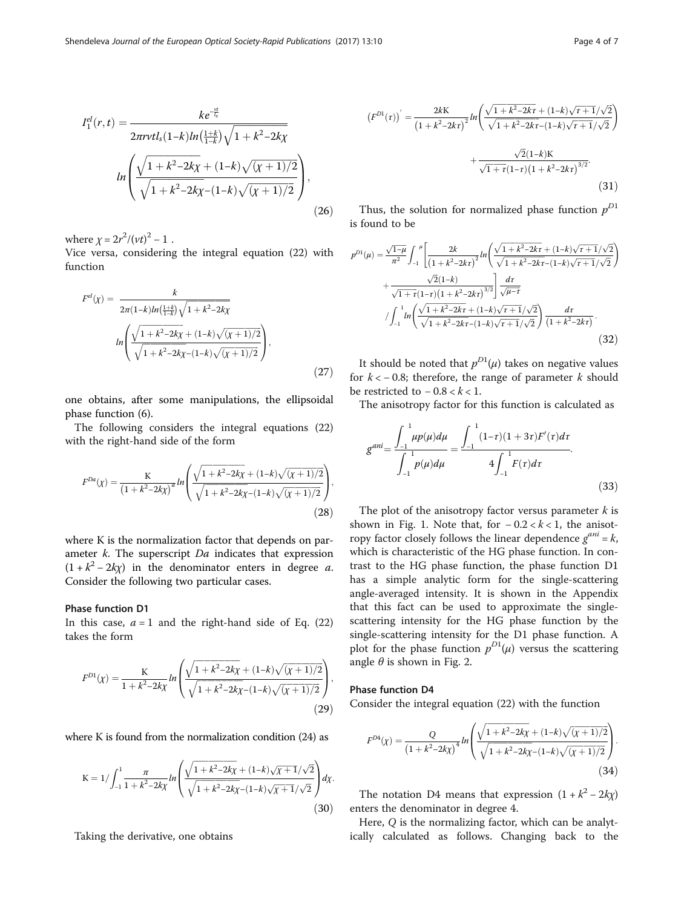$$I_1^{el}(r,t) = \frac{ke^{-\frac{vt}{l_s}}}{2\pi rvtl_s(1-k)ln\left(\frac{1+k}{1-k}\right)\sqrt{1+k^2-2k\chi}} ln\left(\frac{\sqrt{1+k^2-2k\chi}+(1-k)\sqrt{(\chi+1)/2}}{\sqrt{1+k^2-2k\chi}-(1-k)\sqrt{(\chi+1)/2}}\right), \tag{26}$$

where $\chi = 2r^2/(vt)^2 - 1$.

Vice versa, considering the integral equation (22) with function

$$F^{el}(\chi) = \frac{k}{2\pi(1-k)ln\left(\frac{1+k}{1-k}\right)\sqrt{1+k^2-2k\chi}} ln\left(\frac{\sqrt{1+k^2-2k\chi}+(1-k)\sqrt{(\chi+1)/2}}{\sqrt{1+k^2-2k\chi}-(1-k)\sqrt{(\chi+1)/2}}\right), \tag{27}$$

one obtains, after some manipulations, the ellipsoidal phase function (6).

The following considers the integral equations (22) with the right-hand side of the form

$$F^{Da}(\chi) = \frac{\mathrm{K}}{(1+k^2-2k\chi)^a} ln\left(\frac{\sqrt{1+k^2-2k\chi}+(1-k)\sqrt{(\chi+1)/2}}{\sqrt{1+k^2-2k\chi}-(1-k)\sqrt{(\chi+1)/2}}\right), \tag{28}$$

where K is the normalization factor that depends on parameter $k$. The superscript $Da$ indicates that expression $(1+k^2-2k\chi)$ in the denominator enters in degree $a$. Consider the following two particular cases.

### Phase function D1

In this case, $a = 1$ and the right-hand side of Eq. (22) takes the form

$$F^{D1}(\chi) = \frac{\mathrm{K}}{1+k^2-2k\chi} ln\left(\frac{\sqrt{1+k^2-2k\chi}+(1-k)\sqrt{(\chi+1)/2}}{\sqrt{1+k^2-2k\chi}-(1-k)\sqrt{(\chi+1)/2}}\right), \tag{29}$$

where K is found from the normalization condition (24) as

$$\mathrm{K} = 1/\int_{-1}^{1} \frac{\pi}{1+k^2-2k\chi} ln\left(\frac{\sqrt{1+k^2-2k\chi}+(1-k)\sqrt{\chi+1}/\sqrt{2}}{\sqrt{1+k^2-2k\chi}-(1-k)\sqrt{\chi+1}/\sqrt{2}}\right) d\chi. \tag{30}$$

Taking the derivative, one obtains

$$\left(F^{D1}(\tau)\right)' = \frac{2k\mathrm{K}}{(1+k^2-2k\tau)^2} ln\left(\frac{\sqrt{1+k^2-2k\tau}+(1-k)\sqrt{\tau+1}/\sqrt{2}}{\sqrt{1+k^2-2k\tau}-(1-k)\sqrt{\tau+1}/\sqrt{2}}\right) + \frac{\sqrt{2}(1-k)\mathrm{K}}{\sqrt{1+\tau}(1-\tau)(1+k^2-2k\tau)^{3/2}}. \tag{31}$$

Thus, the solution for normalized phase function $p^{D1}$ is found to be

$$p^{D1}(\mu) = \frac{\sqrt{1-\mu}}{\pi^2}\int_{-1}^{\mu}\left[\frac{2k}{(1+k^2-2k\tau)^2} ln\left(\frac{\sqrt{1+k^2-2k\tau}+(1-k)\sqrt{\tau+1}/\sqrt{2}}{\sqrt{1+k^2-2k\tau}-(1-k)\sqrt{\tau+1}/\sqrt{2}}\right) + \frac{\sqrt{2}(1-k)}{\sqrt{1+\tau}(1-\tau)(1+k^2-2k\tau)^{3/2}}\right]\frac{d\tau}{\sqrt{\mu-\tau}} \Big/ \int_{-1}^{1} ln\left(\frac{\sqrt{1+k^2-2k\tau}+(1-k)\sqrt{\tau+1}/\sqrt{2}}{\sqrt{1+k^2-2k\tau}-(1-k)\sqrt{\tau+1}/\sqrt{2}}\right)\frac{d\tau}{(1+k^2-2k\tau)}. \tag{32}$$

It should be noted that $p^{D1}(\mu)$ takes on negative values for $k < -0.8$; therefore, the range of parameter $k$ should be restricted to $-0.8 < k < 1$.

The anisotropy factor for this function is calculated as

$$g^{ani} = \frac{\int_{-1}^{1}\mu p(\mu)d\mu}{\int_{-1}^{1}p(\mu)d\mu} = \frac{\int_{-1}^{1}(1-\tau)(1+3\tau)F'(\tau)d\tau}{4\int_{-1}^{1}F(\tau)d\tau}. \tag{33}$$

The plot of the anisotropy factor versus parameter $k$ is shown in Fig. 1. Note that, for $-0.2 < k < 1$, the anisotropy factor closely follows the linear dependence $g^{ani} = k$, which is characteristic of the HG phase function. In contrast to the HG phase function, the phase function D1 has a simple analytic form for the single-scattering angle-averaged intensity. It is shown in the Appendix that this fact can be used to approximate the single-scattering intensity for the HG phase function by the single-scattering intensity for the D1 phase function. A plot for the phase function $p^{D1}(\mu)$ versus the scattering angle $\theta$ is shown in Fig. 2.

### Phase function D4

Consider the integral equation (22) with the function

$$F^{D4}(\chi) = \frac{Q}{(1+k^2-2k\chi)^4} ln\left(\frac{\sqrt{1+k^2-2k\chi}+(1-k)\sqrt{(\chi+1)/2}}{\sqrt{1+k^2-2k\chi}-(1-k)\sqrt{(\chi+1)/2}}\right). \tag{34}$$

The notation D4 means that expression $(1+k^2-2k\chi)$ enters the denominator in degree 4.

Here, $Q$ is the normalizing factor, which can be analytically calculated as follows. Changing back to the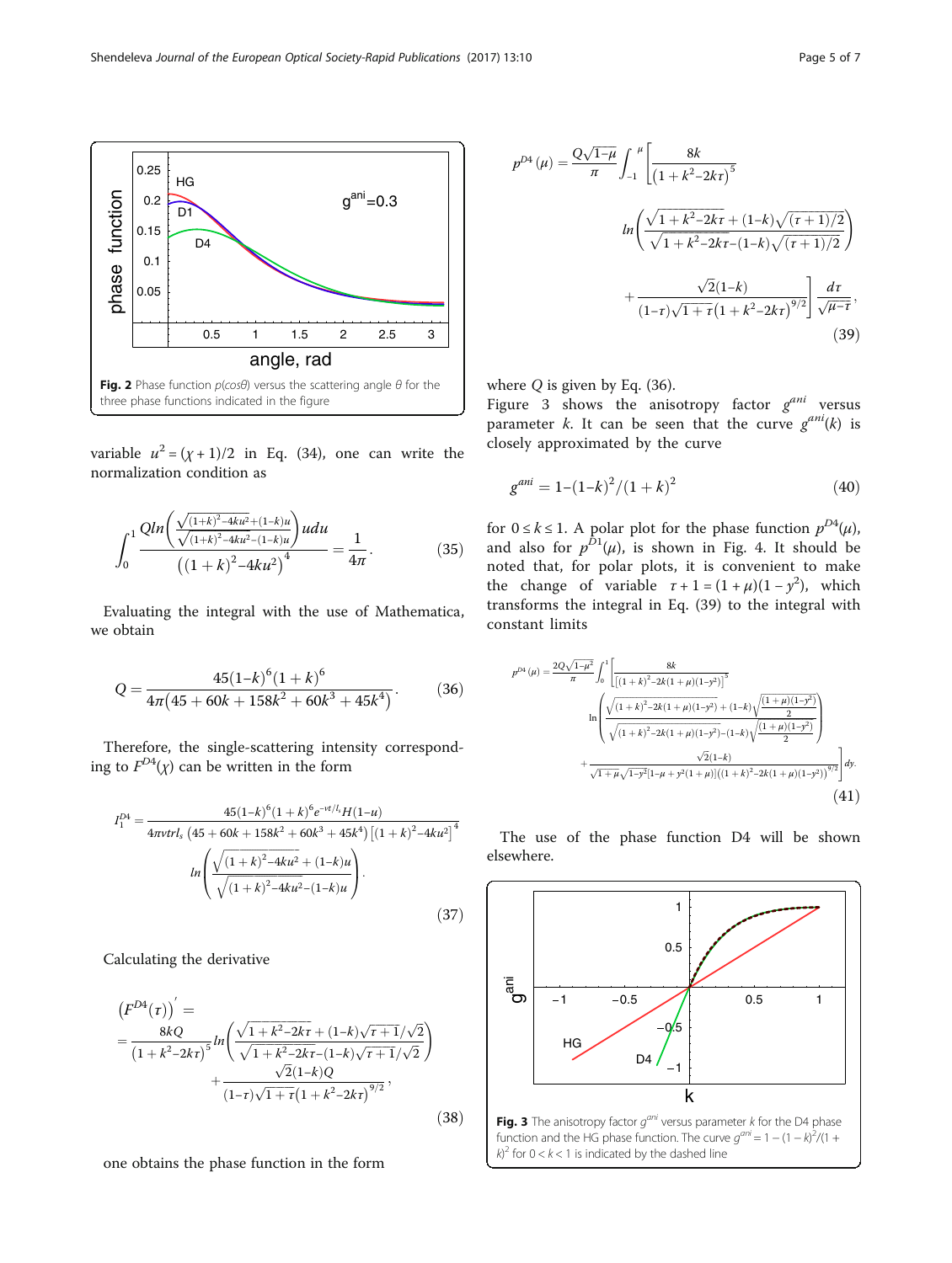Fig. 2 Phase function $p(\cos\theta)$ versus the scattering angle $\theta$ for the three phase functions indicated in the figure

variable $u^2 = (\chi + 1)/2$ in Eq. (34), one can write the normalization condition as

$$\int_0^1 \frac{Q\ln\left(\frac{\sqrt{(1+k)^2-4ku^2}+(1-k)u}{\sqrt{(1+k)^2-4ku^2}-(1-k)u}\right)u du}{\left((1+k)^2-4ku^2\right)^4} = \frac{1}{4\pi}. \tag{35}$$

Evaluating the integral with the use of Mathematica, we obtain

$$Q = \frac{45(1-k)^6(1+k)^6}{4\pi\left(45+60k+158k^2+60k^3+45k^4\right)}. \tag{36}$$

Therefore, the single-scattering intensity corresponding to $F^{D4}(\chi)$ can be written in the form

$$I_1^{D4} = \frac{45(1-k)^6(1+k)^6 e^{-vt/l_s}H(1-u)}{4\pi vtrl_s\left(45+60k+158k^2+60k^3+45k^4\right)\left[(1+k)^2-4ku^2\right]^4} \ln\left(\frac{\sqrt{(1+k)^2-4ku^2}+(1-k)u}{\sqrt{(1+k)^2-4ku^2}-(1-k)u}\right). \tag{37}$$

Calculating the derivative

$$\left(F^{D4}(\tau)\right)' = \frac{8kQ}{\left(1+k^2-2k\tau\right)^5}\ln\left(\frac{\sqrt{1+k^2-2k\tau}+(1-k)\sqrt{\tau+1}/\sqrt{2}}{\sqrt{1+k^2-2k\tau}-(1-k)\sqrt{\tau+1}/\sqrt{2}}\right) + \frac{\sqrt{2}(1-k)Q}{(1-\tau)\sqrt{1+\tau}\left(1+k^2-2k\tau\right)^{9/2}}, \tag{38}$$

one obtains the phase function in the form

$$p^{D4}(\mu) = \frac{Q\sqrt{1-\mu}}{\pi}\int_{-1}^{\mu}\left[\frac{8k}{\left(1+k^2-2k\tau\right)^5}\ln\left(\frac{\sqrt{1+k^2-2k\tau}+(1-k)\sqrt{(\tau+1)/2}}{\sqrt{1+k^2-2k\tau}-(1-k)\sqrt{(\tau+1)/2}}\right) + \frac{\sqrt{2}(1-k)}{(1-\tau)\sqrt{1+\tau}\left(1+k^2-2k\tau\right)^{9/2}}\right]\frac{d\tau}{\sqrt{\mu-\tau}}, \tag{39}$$

where $Q$ is given by Eq. (36).

Figure 3 shows the anisotropy factor $g^{ani}$ versus parameter $k$. It can be seen that the curve $g^{ani}(k)$ is closely approximated by the curve

$$g^{ani} = 1-(1-k)^2/(1+k)^2 \tag{40}$$

for $0 \le k \le 1$. A polar plot for the phase function $p^{D4}(\mu)$, and also for $p^{D1}(\mu)$, is shown in Fig. 4. It should be noted that, for polar plots, it is convenient to make the change of variable $\tau + 1 = (1+\mu)(1-y^2)$, which transforms the integral in Eq. (39) to the integral with constant limits

$$p^{D4}(\mu) = \frac{2Q\sqrt{1-\mu^2}}{\pi}\int_0^1\left[\frac{8k}{\left[(1+k)^2-2k(1+\mu)(1-y^2)\right]^5}\ln\left(\frac{\sqrt{(1+k)^2-2k(1+\mu)(1-y^2)}+(1-k)\sqrt{\frac{(1+\mu)(1-y^2)}{2}}}{\sqrt{(1+k)^2-2k(1+\mu)(1-y^2)}-(1-k)\sqrt{\frac{(1+\mu)(1-y^2)}{2}}}\right) + \frac{\sqrt{2}(1-k)}{\sqrt{1+\mu}\sqrt{1-y^2}\left[1-\mu+y^2(1+\mu)\right]\left((1+k)^2-2k(1+\mu)(1-y^2)\right)^{9/2}}\right]dy. \tag{41}$$

The use of the phase function D4 will be shown elsewhere.

Fig. 3 The anisotropy factor $g^{ani}$ versus parameter $k$ for the D4 phase function and the HG phase function. The curve $g^{ani} = 1-(1-k)^2/(1+k)^2$ for $0 < k < 1$ is indicated by the dashed line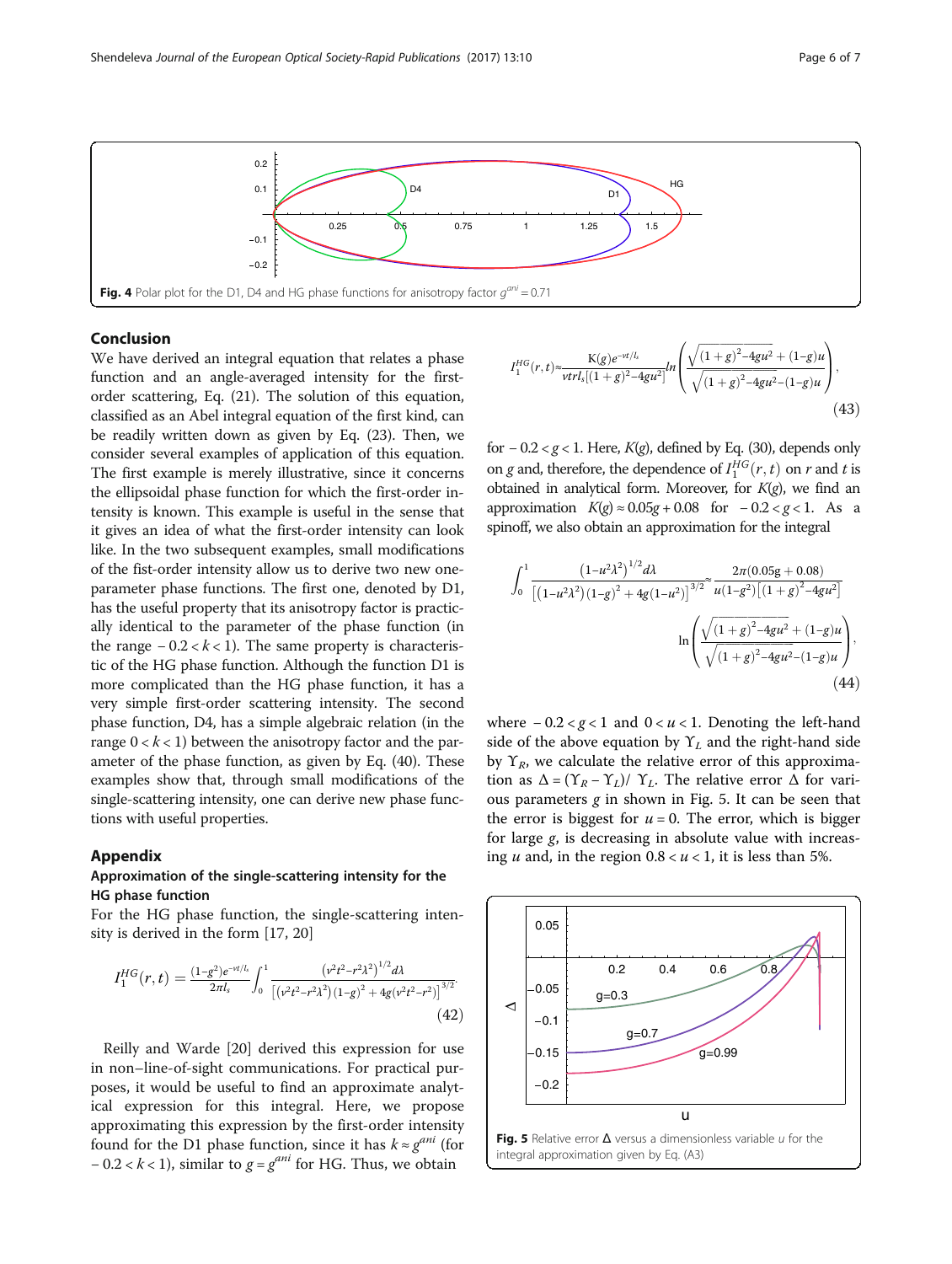Fig. 4 Polar plot for the D1, D4 and HG phase functions for anisotropy factor $g^{ani} = 0.71$

## Conclusion

We have derived an integral equation that relates a phase function and an angle-averaged intensity for the first-order scattering, Eq. (21). The solution of this equation, classified as an Abel integral equation of the first kind, can be readily written down as given by Eq. (23). Then, we consider several examples of application of this equation. The first example is merely illustrative, since it concerns the ellipsoidal phase function for which the first-order intensity is known. This example is useful in the sense that it gives an idea of what the first-order intensity can look like. In the two subsequent examples, small modifications of the fist-order intensity allow us to derive two new one-parameter phase functions. The first one, denoted by D1, has the useful property that its anisotropy factor is practically identical to the parameter of the phase function (in the range $-0.2 < k < 1$). The same property is characteristic of the HG phase function. Although the function D1 is more complicated than the HG phase function, it has a very simple first-order scattering intensity. The second phase function, D4, has a simple algebraic relation (in the range $0 < k < 1$) between the anisotropy factor and the parameter of the phase function, as given by Eq. (40). These examples show that, through small modifications of the single-scattering intensity, one can derive new phase functions with useful properties.

## Appendix

### Approximation of the single-scattering intensity for the HG phase function

For the HG phase function, the single-scattering intensity is derived in the form [17, 20]

$$I_1^{HG}(r,t) = \frac{(1-g^2)e^{-vt/l_s}}{2\pi l_s}\int_0^1 \frac{\left(v^2t^2-r^2\lambda^2\right)^{1/2}d\lambda}{\left[\left(v^2t^2-r^2\lambda^2\right)(1-g)^2+4g\left(v^2t^2-r^2\right)\right]^{3/2}}. \tag{42}$$

Reilly and Warde [20] derived this expression for use in non–line-of-sight communications. For practical purposes, it would be useful to find an approximate analytical expression for this integral. Here, we propose approximating this expression by the first-order intensity found for the D1 phase function, since it has $k \approx g^{ani}$ (for $-0.2 < k < 1$), similar to $g = g^{ani}$ for HG. Thus, we obtain

$$I_1^{HG}(r,t) \approx \frac{\mathrm{K}(g)e^{-vt/l_s}}{vtrl_s\left[(1+g)^2-4gu^2\right]}\ln\left(\frac{\sqrt{(1+g)^2-4gu^2}+(1-g)u}{\sqrt{(1+g)^2-4gu^2}-(1-g)u}\right), \tag{43}$$

for $-0.2 < g < 1$. Here, $K(g)$, defined by Eq. (30), depends only on $g$ and, therefore, the dependence of $I_1^{HG}(r,t)$ on $r$ and $t$ is obtained in analytical form. Moreover, for $K(g)$, we find an approximation $K(g) \approx 0.05g + 0.08$ for $-0.2 < g < 1$. As a spinoff, we also obtain an approximation for the integral

$$\int_0^1 \frac{\left(1-u^2\lambda^2\right)^{1/2}d\lambda}{\left[\left(1-u^2\lambda^2\right)(1-g)^2+4g\left(1-u^2\right)\right]^{3/2}} \approx \frac{2\pi(0.05g+0.08)}{u\left(1-g^2\right)\left[(1+g)^2-4gu^2\right]}\ln\left(\frac{\sqrt{(1+g)^2-4gu^2}+(1-g)u}{\sqrt{(1+g)^2-4gu^2}-(1-g)u}\right), \tag{44}$$

where $-0.2 < g < 1$ and $0 < u < 1$. Denoting the left-hand side of the above equation by $\Upsilon_L$ and the right-hand side by $\Upsilon_R$, we calculate the relative error of this approximation as $\Delta = (\Upsilon_R - \Upsilon_L)/\ \Upsilon_L$. The relative error $\Delta$ for various parameters $g$ in shown in Fig. 5. It can be seen that the error is biggest for $u = 0$. The error, which is bigger for large $g$, is decreasing in absolute value with increasing $u$ and, in the region $0.8 < u < 1$, it is less than 5%.

Fig. 5 Relative error Δ versus a dimensionless variable $u$ for the integral approximation given by Eq. (A3)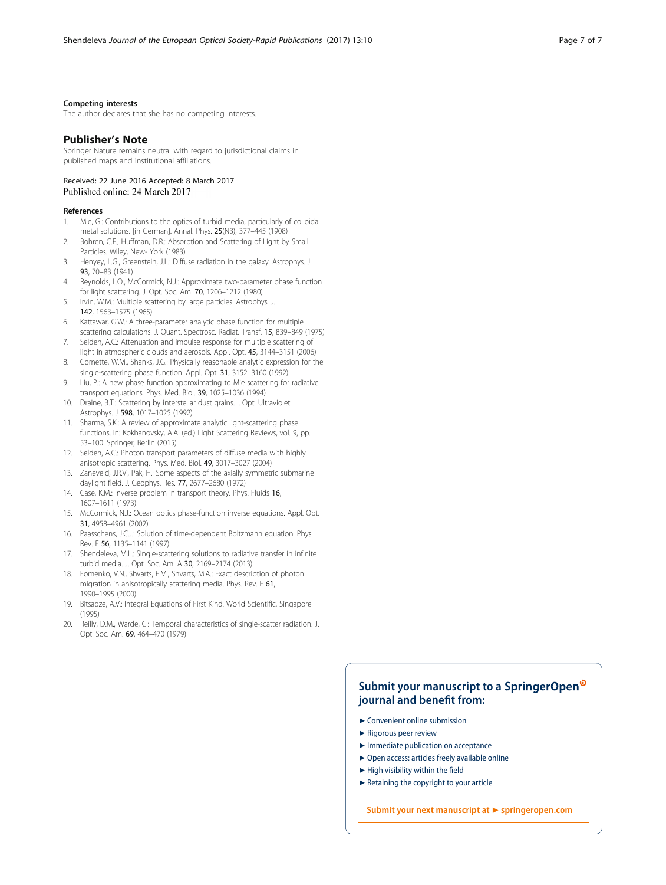#### Competing interests
The author declares that she has no competing interests.

### Publisher's Note
Springer Nature remains neutral with regard to jurisdictional claims in published maps and institutional affiliations.

Received: 22 June 2016 Accepted: 8 March 2017
Published online: 24 March 2017

#### References
1. Mie, G.: Contributions to the optics of turbid media, particularly of colloidal metal solutions. [in German]. Annal. Phys. **25**(N3), 377–445 (1908)
2. Bohren, C.F., Huffman, D.R.: Absorption and Scattering of Light by Small Particles. Wiley, New- York (1983)
3. Henyey, L.G., Greenstein, J.L.: Diffuse radiation in the galaxy. Astrophys. J. **93**, 70–83 (1941)
4. Reynolds, L.O., McCormick, N.J.: Approximate two-parameter phase function for light scattering. J. Opt. Soc. Am. **70**, 1206–1212 (1980)
5. Irvin, W.M.: Multiple scattering by large particles. Astrophys. J. **142**, 1563–1575 (1965)
6. Kattawar, G.W.: A three-parameter analytic phase function for multiple scattering calculations. J. Quant. Spectrosc. Radiat. Transf. **15**, 839–849 (1975)
7. Selden, A.C.: Attenuation and impulse response for multiple scattering of light in atmospheric clouds and aerosols. Appl. Opt. **45**, 3144–3151 (2006)
8. Cornette, W.M., Shanks, J.G.: Physically reasonable analytic expression for the single-scattering phase function. Appl. Opt. **31**, 3152–3160 (1992)
9. Liu, P.: A new phase function approximating to Mie scattering for radiative transport equations. Phys. Med. Biol. **39**, 1025–1036 (1994)
10. Draine, B.T.: Scattering by interstellar dust grains. I. Opt. Ultraviolet Astrophys. J **598**, 1017–1025 (1992)
11. Sharma, S.K.: A review of approximate analytic light-scattering phase functions. In: Kokhanovsky, A.A. (ed.) Light Scattering Reviews, vol. 9, pp. 53–100. Springer, Berlin (2015)
12. Selden, A.C.: Photon transport parameters of diffuse media with highly anisotropic scattering. Phys. Med. Biol. **49**, 3017–3027 (2004)
13. Zaneveld, J.R.V., Pak, H.: Some aspects of the axially symmetric submarine daylight field. J. Geophys. Res. **77**, 2677–2680 (1972)
14. Case, K.M.: Inverse problem in transport theory. Phys. Fluids **16**, 1607–1611 (1973)
15. McCormick, N.J.: Ocean optics phase-function inverse equations. Appl. Opt. **31**, 4958–4961 (2002)
16. Paasschens, J.C.J.: Solution of time-dependent Boltzmann equation. Phys. Rev. E **56**, 1135–1141 (1997)
17. Shendeleva, M.L.: Single-scattering solutions to radiative transfer in infinite turbid media. J. Opt. Soc. Am. A **30**, 2169–2174 (2013)
18. Fomenko, V.N., Shvarts, F.M., Shvarts, M.A.: Exact description of photon migration in anisotropically scattering media. Phys. Rev. E **61**, 1990–1995 (2000)
19. Bitsadze, A.V.: Integral Equations of First Kind. World Scientific, Singapore (1995)
20. Reilly, D.M., Warde, C.: Temporal characteristics of single-scatter radiation. J. Opt. Soc. Am. **69**, 464–470 (1979)

**Submit your manuscript to a SpringerOpen journal and benefit from:**

- ► Convenient online submission
- ► Rigorous peer review
- ► Immediate publication on acceptance
- ► Open access: articles freely available online
- ► High visibility within the field
- ► Retaining the copyright to your article

**Submit your next manuscript at ► springeropen.com**